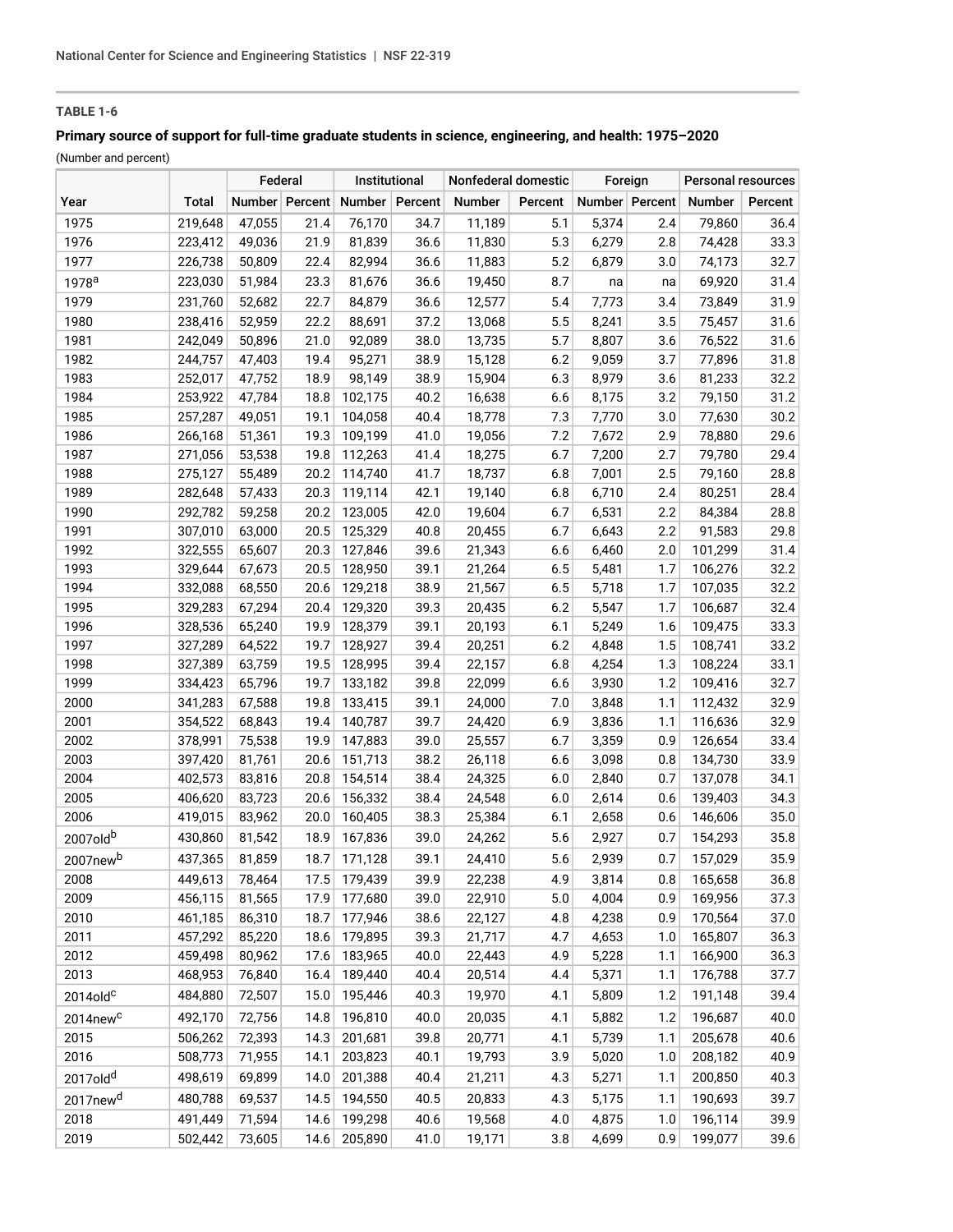**TABLE 1-6**

**Primary source of support for full-time graduate students in science, engineering, and health: 1975–2020**

(Number and percent)

| Year | Total | Federal | | Institutional | | Nonfederal domestic | | Foreign | | Personal resources | |
|---|---|---|---|---|---|---|---|---|---|---|---|
| | | Number | Percent | Number | Percent | Number | Percent | Number | Percent | Number | Percent |
| 1975 | 219,648 | 47,055 | 21.4 | 76,170 | 34.7 | 11,189 | 5.1 | 5,374 | 2.4 | 79,860 | 36.4 |
| 1976 | 223,412 | 49,036 | 21.9 | 81,839 | 36.6 | 11,830 | 5.3 | 6,279 | 2.8 | 74,428 | 33.3 |
| 1977 | 226,738 | 50,809 | 22.4 | 82,994 | 36.6 | 11,883 | 5.2 | 6,879 | 3.0 | 74,173 | 32.7 |
| 1978[a] | 223,030 | 51,984 | 23.3 | 81,676 | 36.6 | 19,450 | 8.7 | na | na | 69,920 | 31.4 |
| 1979 | 231,760 | 52,682 | 22.7 | 84,879 | 36.6 | 12,577 | 5.4 | 7,773 | 3.4 | 73,849 | 31.9 |
| 1980 | 238,416 | 52,959 | 22.2 | 88,691 | 37.2 | 13,068 | 5.5 | 8,241 | 3.5 | 75,457 | 31.6 |
| 1981 | 242,049 | 50,896 | 21.0 | 92,089 | 38.0 | 13,735 | 5.7 | 8,807 | 3.6 | 76,522 | 31.6 |
| 1982 | 244,757 | 47,403 | 19.4 | 95,271 | 38.9 | 15,128 | 6.2 | 9,059 | 3.7 | 77,896 | 31.8 |
| 1983 | 252,017 | 47,752 | 18.9 | 98,149 | 38.9 | 15,904 | 6.3 | 8,979 | 3.6 | 81,233 | 32.2 |
| 1984 | 253,922 | 47,784 | 18.8 | 102,175 | 40.2 | 16,638 | 6.6 | 8,175 | 3.2 | 79,150 | 31.2 |
| 1985 | 257,287 | 49,051 | 19.1 | 104,058 | 40.4 | 18,778 | 7.3 | 7,770 | 3.0 | 77,630 | 30.2 |
| 1986 | 266,168 | 51,361 | 19.3 | 109,199 | 41.0 | 19,056 | 7.2 | 7,672 | 2.9 | 78,880 | 29.6 |
| 1987 | 271,056 | 53,538 | 19.8 | 112,263 | 41.4 | 18,275 | 6.7 | 7,200 | 2.7 | 79,780 | 29.4 |
| 1988 | 275,127 | 55,489 | 20.2 | 114,740 | 41.7 | 18,737 | 6.8 | 7,001 | 2.5 | 79,160 | 28.8 |
| 1989 | 282,648 | 57,433 | 20.3 | 119,114 | 42.1 | 19,140 | 6.8 | 6,710 | 2.4 | 80,251 | 28.4 |
| 1990 | 292,782 | 59,258 | 20.2 | 123,005 | 42.0 | 19,604 | 6.7 | 6,531 | 2.2 | 84,384 | 28.8 |
| 1991 | 307,010 | 63,000 | 20.5 | 125,329 | 40.8 | 20,455 | 6.7 | 6,643 | 2.2 | 91,583 | 29.8 |
| 1992 | 322,555 | 65,607 | 20.3 | 127,846 | 39.6 | 21,343 | 6.6 | 6,460 | 2.0 | 101,299 | 31.4 |
| 1993 | 329,644 | 67,673 | 20.5 | 128,950 | 39.1 | 21,264 | 6.5 | 5,481 | 1.7 | 106,276 | 32.2 |
| 1994 | 332,088 | 68,550 | 20.6 | 129,218 | 38.9 | 21,567 | 6.5 | 5,718 | 1.7 | 107,035 | 32.2 |
| 1995 | 329,283 | 67,294 | 20.4 | 129,320 | 39.3 | 20,435 | 6.2 | 5,547 | 1.7 | 106,687 | 32.4 |
| 1996 | 328,536 | 65,240 | 19.9 | 128,379 | 39.1 | 20,193 | 6.1 | 5,249 | 1.6 | 109,475 | 33.3 |
| 1997 | 327,289 | 64,522 | 19.7 | 128,927 | 39.4 | 20,251 | 6.2 | 4,848 | 1.5 | 108,741 | 33.2 |
| 1998 | 327,389 | 63,759 | 19.5 | 128,995 | 39.4 | 22,157 | 6.8 | 4,254 | 1.3 | 108,224 | 33.1 |
| 1999 | 334,423 | 65,796 | 19.7 | 133,182 | 39.8 | 22,099 | 6.6 | 3,930 | 1.2 | 109,416 | 32.7 |
| 2000 | 341,283 | 67,588 | 19.8 | 133,415 | 39.1 | 24,000 | 7.0 | 3,848 | 1.1 | 112,432 | 32.9 |
| 2001 | 354,522 | 68,843 | 19.4 | 140,787 | 39.7 | 24,420 | 6.9 | 3,836 | 1.1 | 116,636 | 32.9 |
| 2002 | 378,991 | 75,538 | 19.9 | 147,883 | 39.0 | 25,557 | 6.7 | 3,359 | 0.9 | 126,654 | 33.4 |
| 2003 | 397,420 | 81,761 | 20.6 | 151,713 | 38.2 | 26,118 | 6.6 | 3,098 | 0.8 | 134,730 | 33.9 |
| 2004 | 402,573 | 83,816 | 20.8 | 154,514 | 38.4 | 24,325 | 6.0 | 2,840 | 0.7 | 137,078 | 34.1 |
| 2005 | 406,620 | 83,723 | 20.6 | 156,332 | 38.4 | 24,548 | 6.0 | 2,614 | 0.6 | 139,403 | 34.3 |
| 2006 | 419,015 | 83,962 | 20.0 | 160,405 | 38.3 | 25,384 | 6.1 | 2,658 | 0.6 | 146,606 | 35.0 |
| 2007old[b] | 430,860 | 81,542 | 18.9 | 167,836 | 39.0 | 24,262 | 5.6 | 2,927 | 0.7 | 154,293 | 35.8 |
| 2007new[b] | 437,365 | 81,859 | 18.7 | 171,128 | 39.1 | 24,410 | 5.6 | 2,939 | 0.7 | 157,029 | 35.9 |
| 2008 | 449,613 | 78,464 | 17.5 | 179,439 | 39.9 | 22,238 | 4.9 | 3,814 | 0.8 | 165,658 | 36.8 |
| 2009 | 456,115 | 81,565 | 17.9 | 177,680 | 39.0 | 22,910 | 5.0 | 4,004 | 0.9 | 169,956 | 37.3 |
| 2010 | 461,185 | 86,310 | 18.7 | 177,946 | 38.6 | 22,127 | 4.8 | 4,238 | 0.9 | 170,564 | 37.0 |
| 2011 | 457,292 | 85,220 | 18.6 | 179,895 | 39.3 | 21,717 | 4.7 | 4,653 | 1.0 | 165,807 | 36.3 |
| 2012 | 459,498 | 80,962 | 17.6 | 183,965 | 40.0 | 22,443 | 4.9 | 5,228 | 1.1 | 166,900 | 36.3 |
| 2013 | 468,953 | 76,840 | 16.4 | 189,440 | 40.4 | 20,514 | 4.4 | 5,371 | 1.1 | 176,788 | 37.7 |
| 2014old[c] | 484,880 | 72,507 | 15.0 | 195,446 | 40.3 | 19,970 | 4.1 | 5,809 | 1.2 | 191,148 | 39.4 |
| 2014new[c] | 492,170 | 72,756 | 14.8 | 196,810 | 40.0 | 20,035 | 4.1 | 5,882 | 1.2 | 196,687 | 40.0 |
| 2015 | 506,262 | 72,393 | 14.3 | 201,681 | 39.8 | 20,771 | 4.1 | 5,739 | 1.1 | 205,678 | 40.6 |
| 2016 | 508,773 | 71,955 | 14.1 | 203,823 | 40.1 | 19,793 | 3.9 | 5,020 | 1.0 | 208,182 | 40.9 |
| 2017old[d] | 498,619 | 69,899 | 14.0 | 201,388 | 40.4 | 21,211 | 4.3 | 5,271 | 1.1 | 200,850 | 40.3 |
| 2017new[d] | 480,788 | 69,537 | 14.5 | 194,550 | 40.5 | 20,833 | 4.3 | 5,175 | 1.1 | 190,693 | 39.7 |
| 2018 | 491,449 | 71,594 | 14.6 | 199,298 | 40.6 | 19,568 | 4.0 | 4,875 | 1.0 | 196,114 | 39.9 |
| 2019 | 502,442 | 73,605 | 14.6 | 205,890 | 41.0 | 19,171 | 3.8 | 4,699 | 0.9 | 199,077 | 39.6 |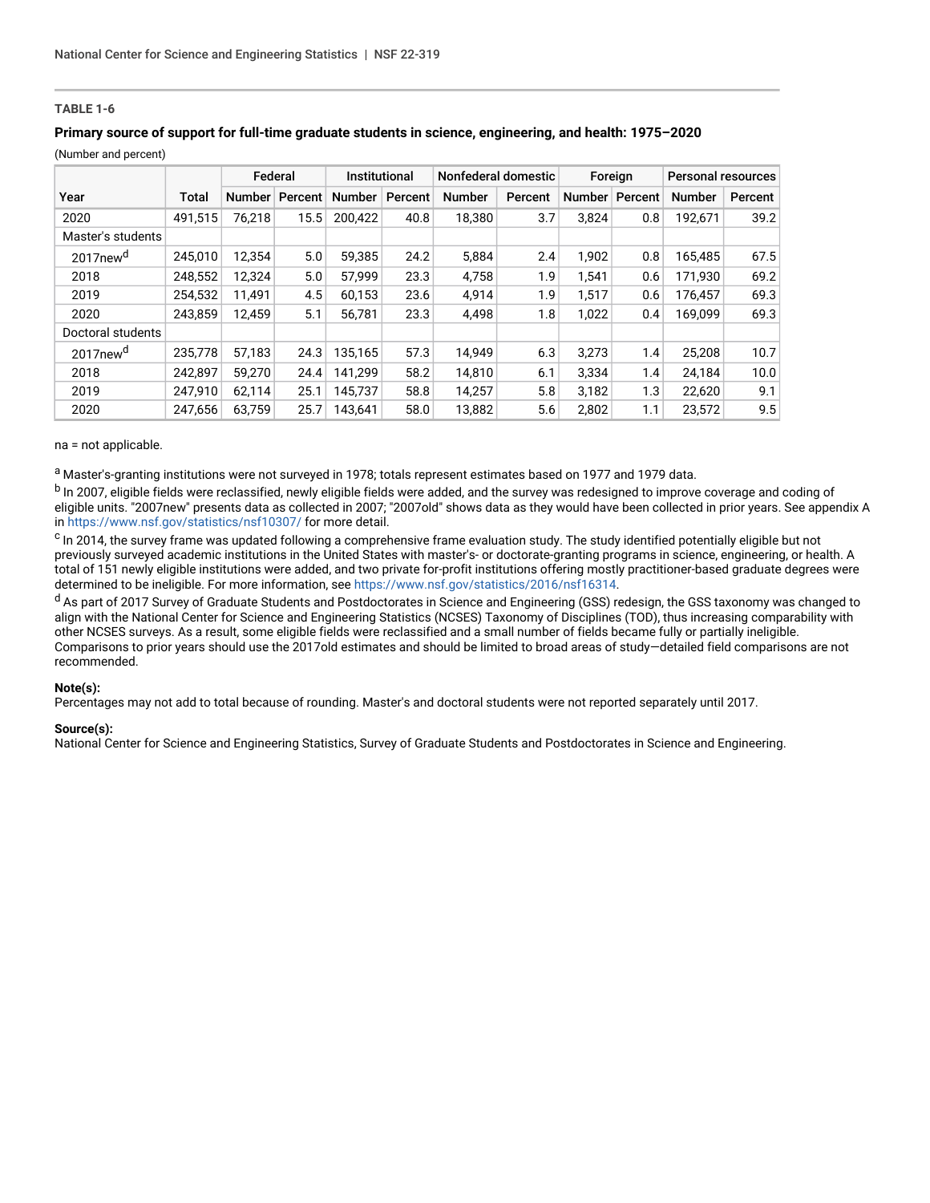**TABLE 1-6**

**Primary source of support for full-time graduate students in science, engineering, and health: 1975–2020**

(Number and percent)

| Year | Total | Federal | | Institutional | | Nonfederal domestic | | Foreign | | Personal resources | |
|---|---|---|---|---|---|---|---|---|---|---|---|
| | | Number | Percent | Number | Percent | Number | Percent | Number | Percent | Number | Percent |
| 2020 | 491,515 | 76,218 | 15.5 | 200,422 | 40.8 | 18,380 | 3.7 | 3,824 | 0.8 | 192,671 | 39.2 |
| Master's students | | | | | | | | | | | |
| 2017new[d] | 245,010 | 12,354 | 5.0 | 59,385 | 24.2 | 5,884 | 2.4 | 1,902 | 0.8 | 165,485 | 67.5 |
| 2018 | 248,552 | 12,324 | 5.0 | 57,999 | 23.3 | 4,758 | 1.9 | 1,541 | 0.6 | 171,930 | 69.2 |
| 2019 | 254,532 | 11,491 | 4.5 | 60,153 | 23.6 | 4,914 | 1.9 | 1,517 | 0.6 | 176,457 | 69.3 |
| 2020 | 243,859 | 12,459 | 5.1 | 56,781 | 23.3 | 4,498 | 1.8 | 1,022 | 0.4 | 169,099 | 69.3 |
| Doctoral students | | | | | | | | | | | |
| 2017new[d] | 235,778 | 57,183 | 24.3 | 135,165 | 57.3 | 14,949 | 6.3 | 3,273 | 1.4 | 25,208 | 10.7 |
| 2018 | 242,897 | 59,270 | 24.4 | 141,299 | 58.2 | 14,810 | 6.1 | 3,334 | 1.4 | 24,184 | 10.0 |
| 2019 | 247,910 | 62,114 | 25.1 | 145,737 | 58.8 | 14,257 | 5.8 | 3,182 | 1.3 | 22,620 | 9.1 |
| 2020 | 247,656 | 63,759 | 25.7 | 143,641 | 58.0 | 13,882 | 5.6 | 2,802 | 1.1 | 23,572 | 9.5 |

na = not applicable.

[a] Master's-granting institutions were not surveyed in 1978; totals represent estimates based on 1977 and 1979 data.

[b] In 2007, eligible fields were reclassified, newly eligible fields were added, and the survey was redesigned to improve coverage and coding of eligible units. "2007new" presents data as collected in 2007; "2007old" shows data as they would have been collected in prior years. See appendix A in https://www.nsf.gov/statistics/nsf10307/ for more detail.

[c] In 2014, the survey frame was updated following a comprehensive frame evaluation study. The study identified potentially eligible but not previously surveyed academic institutions in the United States with master's- or doctorate-granting programs in science, engineering, or health. A total of 151 newly eligible institutions were added, and two private for-profit institutions offering mostly practitioner-based graduate degrees were determined to be ineligible. For more information, see https://www.nsf.gov/statistics/2016/nsf16314.

[d] As part of 2017 Survey of Graduate Students and Postdoctorates in Science and Engineering (GSS) redesign, the GSS taxonomy was changed to align with the National Center for Science and Engineering Statistics (NCSES) Taxonomy of Disciplines (TOD), thus increasing comparability with other NCSES surveys. As a result, some eligible fields were reclassified and a small number of fields became fully or partially ineligible. Comparisons to prior years should use the 2017old estimates and should be limited to broad areas of study—detailed field comparisons are not recommended.

**Note(s):**
Percentages may not add to total because of rounding. Master's and doctoral students were not reported separately until 2017.

**Source(s):**
National Center for Science and Engineering Statistics, Survey of Graduate Students and Postdoctorates in Science and Engineering.